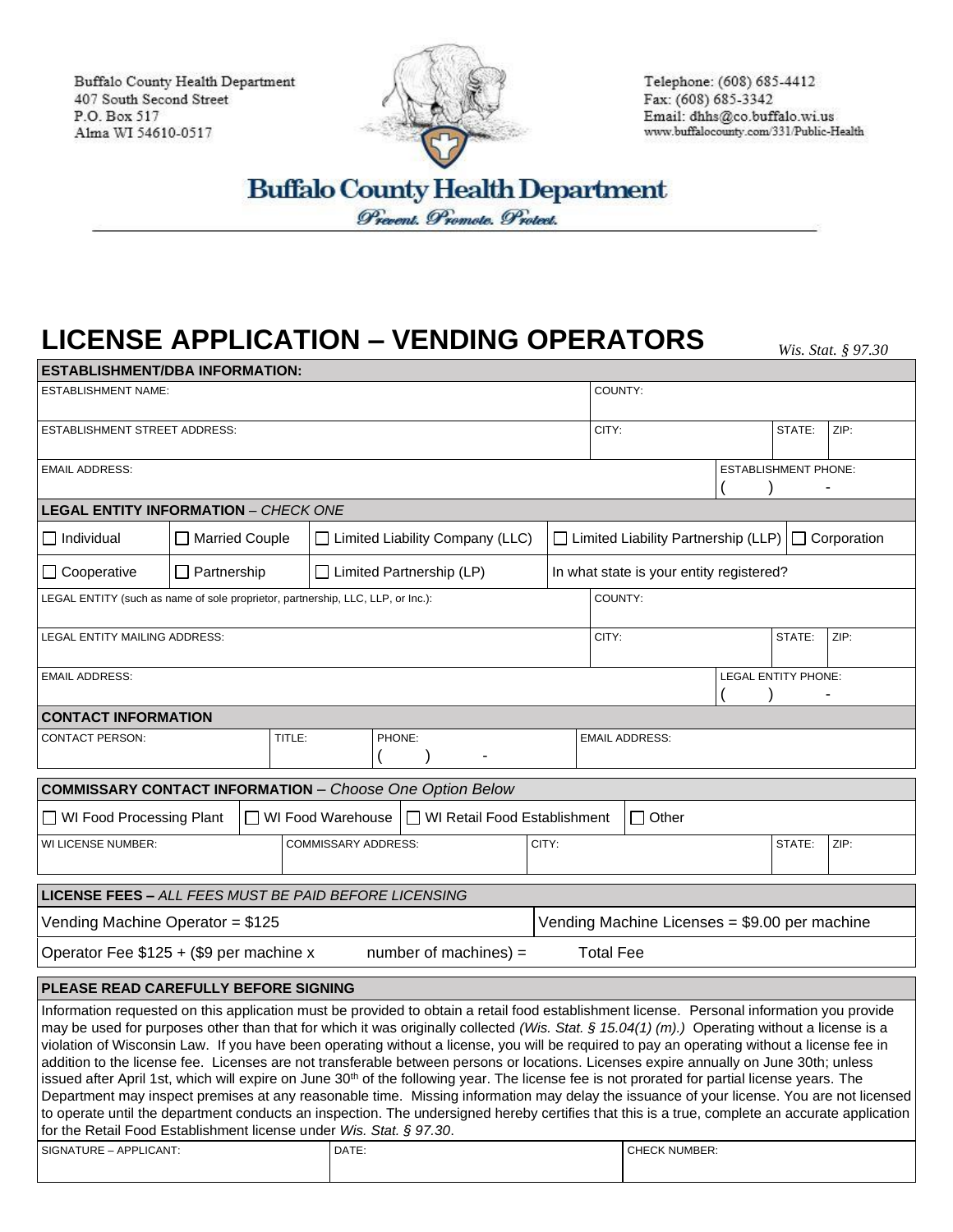Buffalo County Health Department
407 South Second Street
P.O. Box 517
Alma WI 54610-0517

Telephone: (608) 685-4412
Fax: (608) 685-3342
Email: dhhs@co.buffalo.wi.us
www.buffalocounty.com/331/Public-Health

**Buffalo County Health Department**

*Prevent. Promote. Protect.*

# LICENSE APPLICATION – VENDING OPERATORS

*Wis. Stat. § 97.30*

| ESTABLISHMENT/DBA INFORMATION: | | | |
|---|---|---|---|
| ESTABLISHMENT NAME: | COUNTY: | | |
| ESTABLISHMENT STREET ADDRESS: | CITY: | STATE: | ZIP: |
| EMAIL ADDRESS: | ESTABLISHMENT PHONE: ( ) - | | |

| LEGAL ENTITY INFORMATION – *CHECK ONE* | | | | |
|---|---|---|---|---|
| ☐ Individual | ☐ Married Couple | ☐ Limited Liability Company (LLC) | ☐ Limited Liability Partnership (LLP) | ☐ Corporation |
| ☐ Cooperative | ☐ Partnership | ☐ Limited Partnership (LP) | In what state is your entity registered? | |

| LEGAL ENTITY (such as name of sole proprietor, partnership, LLC, LLP, or Inc.): | COUNTY: | | |
|---|---|---|---|
| LEGAL ENTITY MAILING ADDRESS: | CITY: | STATE: | ZIP: |
| EMAIL ADDRESS: | LEGAL ENTITY PHONE: ( ) - | | |

| CONTACT INFORMATION | | | |
|---|---|---|---|
| CONTACT PERSON: | TITLE: | PHONE: ( ) - | EMAIL ADDRESS: |

| COMMISSARY CONTACT INFORMATION – *Choose One Option Below* | | | | |
|---|---|---|---|---|
| ☐ WI Food Processing Plant | ☐ WI Food Warehouse | ☐ WI Retail Food Establishment | ☐ Other | |
| WI LICENSE NUMBER: | COMMISSARY ADDRESS: | CITY: | STATE: | ZIP: |

| LICENSE FEES – *ALL FEES MUST BE PAID BEFORE LICENSING* | |
|---|---|
| Vending Machine Operator = $125 | Vending Machine Licenses = $9.00 per machine |
| Operator Fee $125 + ($9 per machine x number of machines) = | Total Fee |

**PLEASE READ CAREFULLY BEFORE SIGNING**

Information requested on this application must be provided to obtain a retail food establishment license. Personal information you provide may be used for purposes other than that for which it was originally collected *(Wis. Stat. § 15.04(1) (m).)* Operating without a license is a violation of Wisconsin Law. If you have been operating without a license, you will be required to pay an operating without a license fee in addition to the license fee. Licenses are not transferable between persons or locations. Licenses expire annually on June 30th; unless issued after April 1st, which will expire on June 30th of the following year. The license fee is not prorated for partial license years. The Department may inspect premises at any reasonable time. Missing information may delay the issuance of your license. You are not licensed to operate until the department conducts an inspection. The undersigned hereby certifies that this is a true, complete an accurate application for the Retail Food Establishment license under *Wis. Stat. § 97.30*.

| SIGNATURE – APPLICANT: | DATE: | CHECK NUMBER: |
|---|---|---|
| | | |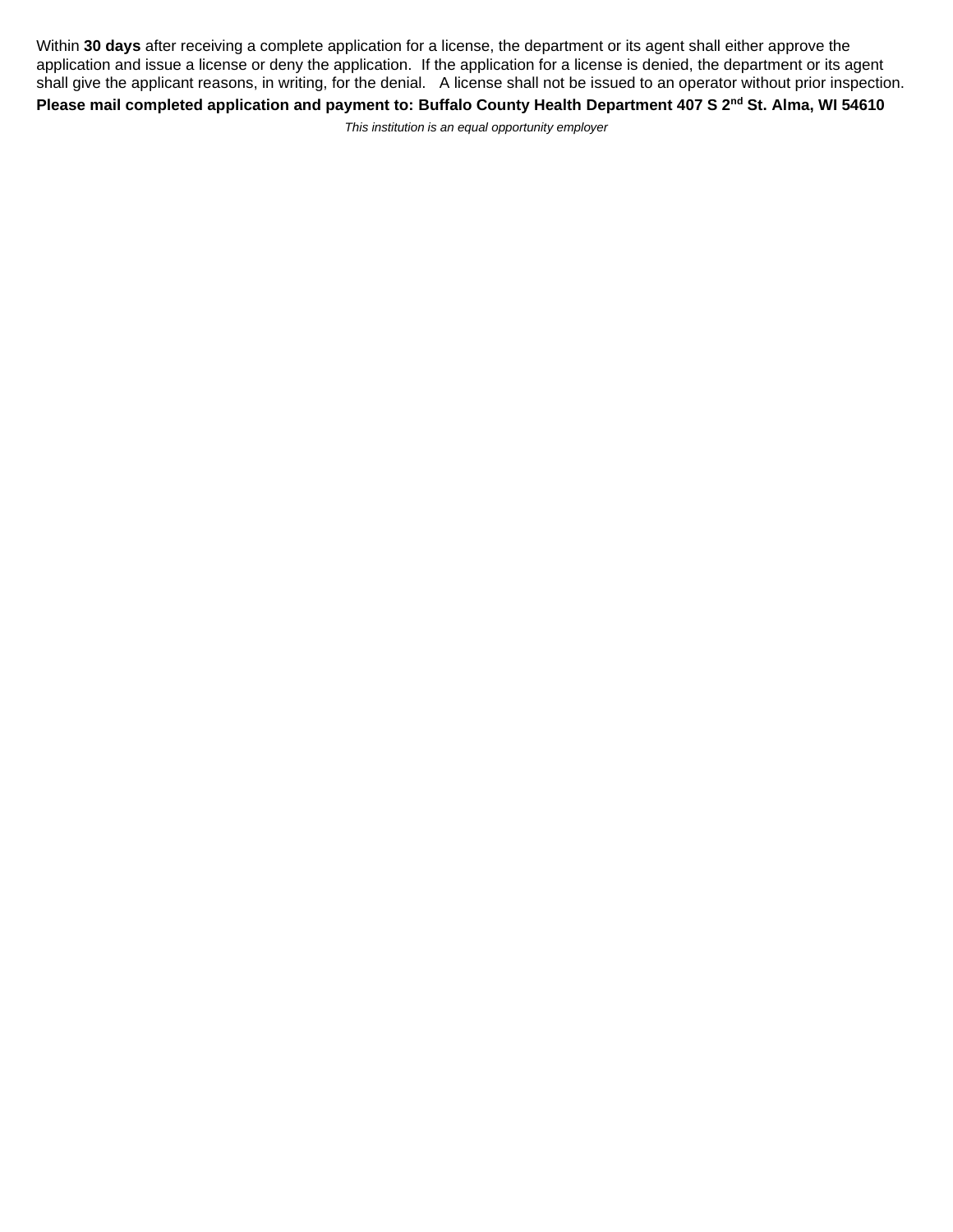Within **30 days** after receiving a complete application for a license, the department or its agent shall either approve the application and issue a license or deny the application. If the application for a license is denied, the department or its agent shall give the applicant reasons, in writing, for the denial. A license shall not be issued to an operator without prior inspection.

**Please mail completed application and payment to: Buffalo County Health Department 407 S 2nd St. Alma, WI 54610**

*This institution is an equal opportunity employer*